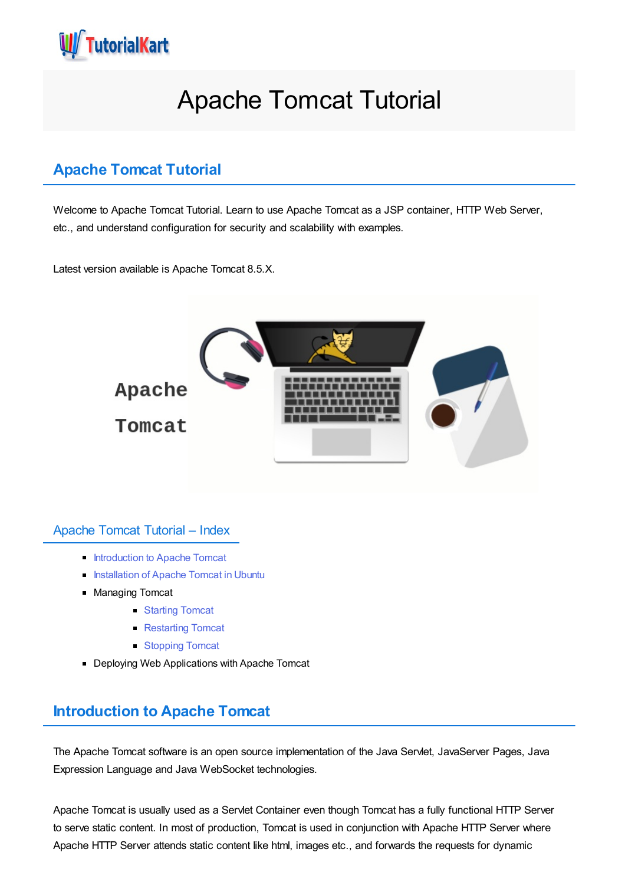# Apache Tomcat Tutorial

## Apache Tomcat Tutorial

Welcome to Apache Tomcat Tutorial. Learn to use Apache Tomcat as a JSP container, HTTP Web Server, etc., and understand configuration for security and scalability with examples.

Latest version available is Apache Tomcat 8.5.X.

### Apache Tomcat Tutorial – Index

- Introduction to Apache Tomcat
- Installation of Apache Tomcat in Ubuntu
- Managing Tomcat
  - Starting Tomcat
  - Restarting Tomcat
  - Stopping Tomcat
- Deploying Web Applications with Apache Tomcat

## Introduction to Apache Tomcat

The Apache Tomcat software is an open source implementation of the Java Servlet, JavaServer Pages, Java Expression Language and Java WebSocket technologies.

Apache Tomcat is usually used as a Servlet Container even though Tomcat has a fully functional HTTP Server to serve static content. In most of production, Tomcat is used in conjunction with Apache HTTP Server where Apache HTTP Server attends static content like html, images etc., and forwards the requests for dynamic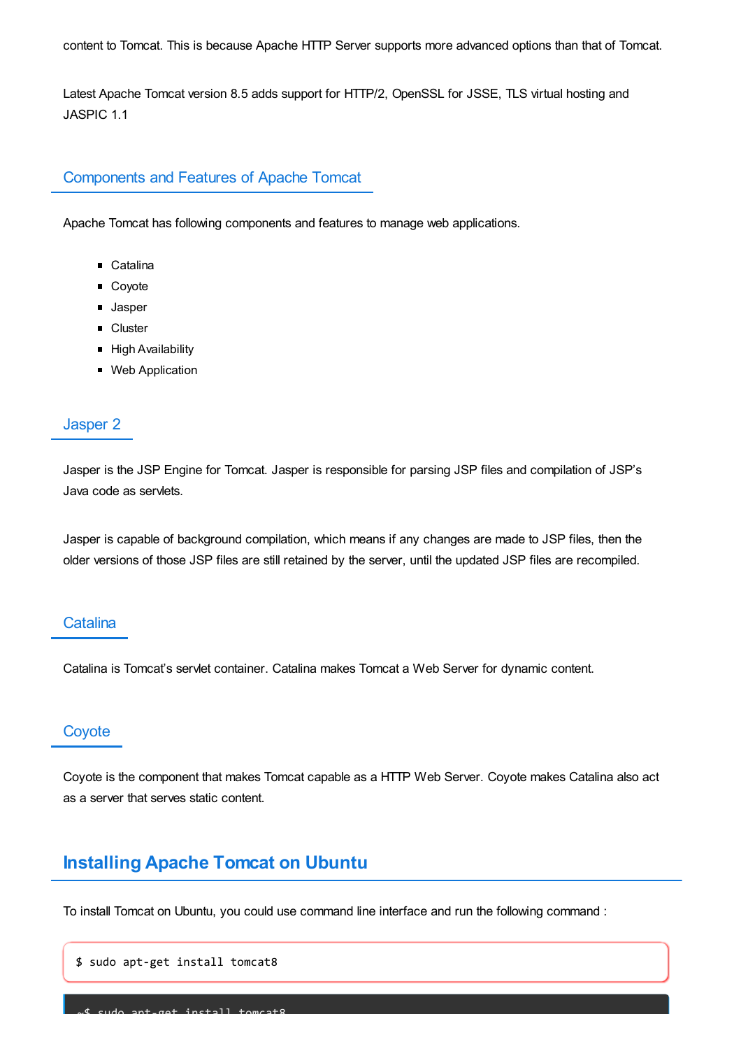content to Tomcat. This is because Apache HTTP Server supports more advanced options than that of Tomcat.

Latest Apache Tomcat version 8.5 adds support for HTTP/2, OpenSSL for JSSE, TLS virtual hosting and JASPIC 1.1

### Components and Features of Apache Tomcat

Apache Tomcat has following components and features to manage web applications.

- Catalina
- Coyote
- Jasper
- Cluster
- High Availability
- Web Application

### Jasper 2

Jasper is the JSP Engine for Tomcat. Jasper is responsible for parsing JSP files and compilation of JSP's Java code as servlets.

Jasper is capable of background compilation, which means if any changes are made to JSP files, then the older versions of those JSP files are still retained by the server, until the updated JSP files are recompiled.

### Catalina

Catalina is Tomcat's servlet container. Catalina makes Tomcat a Web Server for dynamic content.

### Coyote

Coyote is the component that makes Tomcat capable as a HTTP Web Server. Coyote makes Catalina also act as a server that serves static content.

## Installing Apache Tomcat on Ubuntu

To install Tomcat on Ubuntu, you could use command line interface and run the following command :

```
$ sudo apt-get install tomcat8
```

```
~$ sudo apt-get install tomcat8
```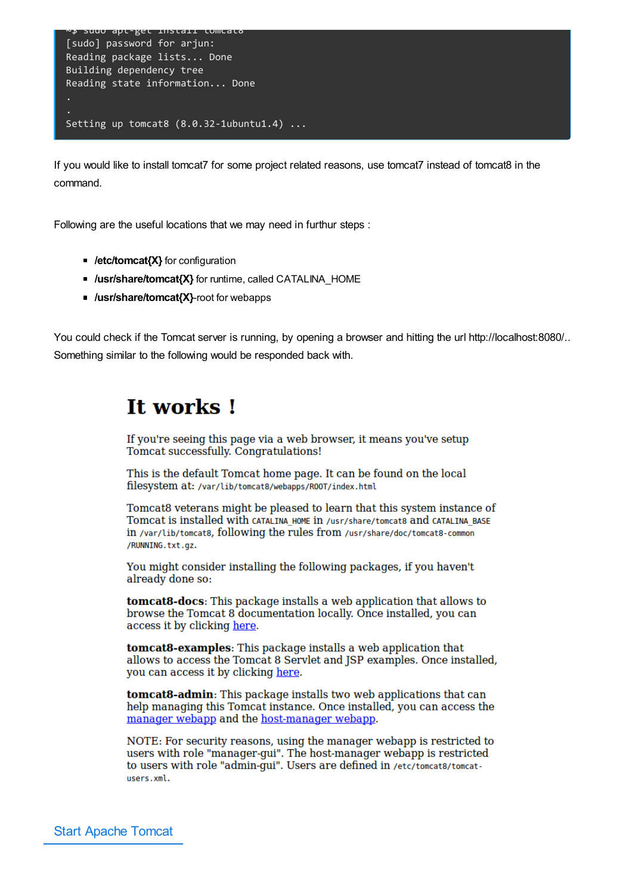```
~$ sudo apt-get install tomcat8
[sudo] password for arjun:
Reading package lists... Done
Building dependency tree
Reading state information... Done
.
.
Setting up tomcat8 (8.0.32-1ubuntu1.4) ...
```

If you would like to install tomcat7 for some project related reasons, use tomcat7 instead of tomcat8 in the command.

Following are the useful locations that we may need in furthur steps :

- **/etc/tomcat{X}** for configuration
- **/usr/share/tomcat{X}** for runtime, called CATALINA_HOME
- **/usr/share/tomcat{X}**-root for webapps

You could check if the Tomcat server is running, by opening a browser and hitting the url http://localhost:8080/.. Something similar to the following would be responded back with.

# It works !

If you're seeing this page via a web browser, it means you've setup Tomcat successfully. Congratulations!

This is the default Tomcat home page. It can be found on the local filesystem at: `/var/lib/tomcat8/webapps/ROOT/index.html`

Tomcat8 veterans might be pleased to learn that this system instance of Tomcat is installed with `CATALINA_HOME` in `/usr/share/tomcat8` and `CATALINA_BASE` in `/var/lib/tomcat8`, following the rules from `/usr/share/doc/tomcat8-common/RUNNING.txt.gz`.

You might consider installing the following packages, if you haven't already done so:

**tomcat8-docs**: This package installs a web application that allows to browse the Tomcat 8 documentation locally. Once installed, you can access it by clicking here.

**tomcat8-examples**: This package installs a web application that allows to access the Tomcat 8 Servlet and JSP examples. Once installed, you can access it by clicking here.

**tomcat8-admin**: This package installs two web applications that can help managing this Tomcat instance. Once installed, you can access the manager webapp and the host-manager webapp.

NOTE: For security reasons, using the manager webapp is restricted to users with role "manager-gui". The host-manager webapp is restricted to users with role "admin-gui". Users are defined in `/etc/tomcat8/tomcat-users.xml`.

## Start Apache Tomcat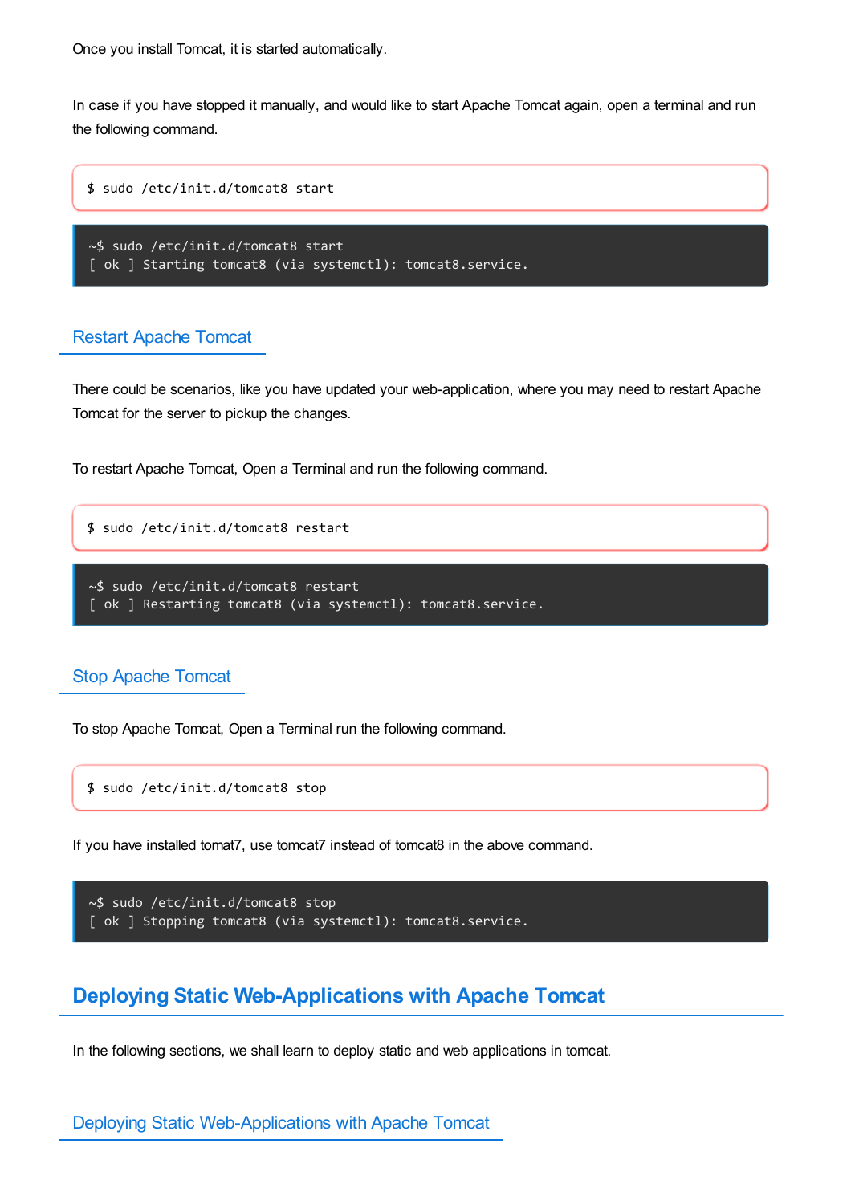Once you install Tomcat, it is started automatically.

In case if you have stopped it manually, and would like to start Apache Tomcat again, open a terminal and run the following command.

```
$ sudo /etc/init.d/tomcat8 start
```

```
~$ sudo /etc/init.d/tomcat8 start
[ ok ] Starting tomcat8 (via systemctl): tomcat8.service.
```

### Restart Apache Tomcat

There could be scenarios, like you have updated your web-application, where you may need to restart Apache Tomcat for the server to pickup the changes.

To restart Apache Tomcat, Open a Terminal and run the following command.

```
$ sudo /etc/init.d/tomcat8 restart
```

```
~$ sudo /etc/init.d/tomcat8 restart
[ ok ] Restarting tomcat8 (via systemctl): tomcat8.service.
```

### Stop Apache Tomcat

To stop Apache Tomcat, Open a Terminal run the following command.

```
$ sudo /etc/init.d/tomcat8 stop
```

If you have installed tomat7, use tomcat7 instead of tomcat8 in the above command.

```
~$ sudo /etc/init.d/tomcat8 stop
[ ok ] Stopping tomcat8 (via systemctl): tomcat8.service.
```

## Deploying Static Web-Applications with Apache Tomcat

In the following sections, we shall learn to deploy static and web applications in tomcat.

### Deploying Static Web-Applications with Apache Tomcat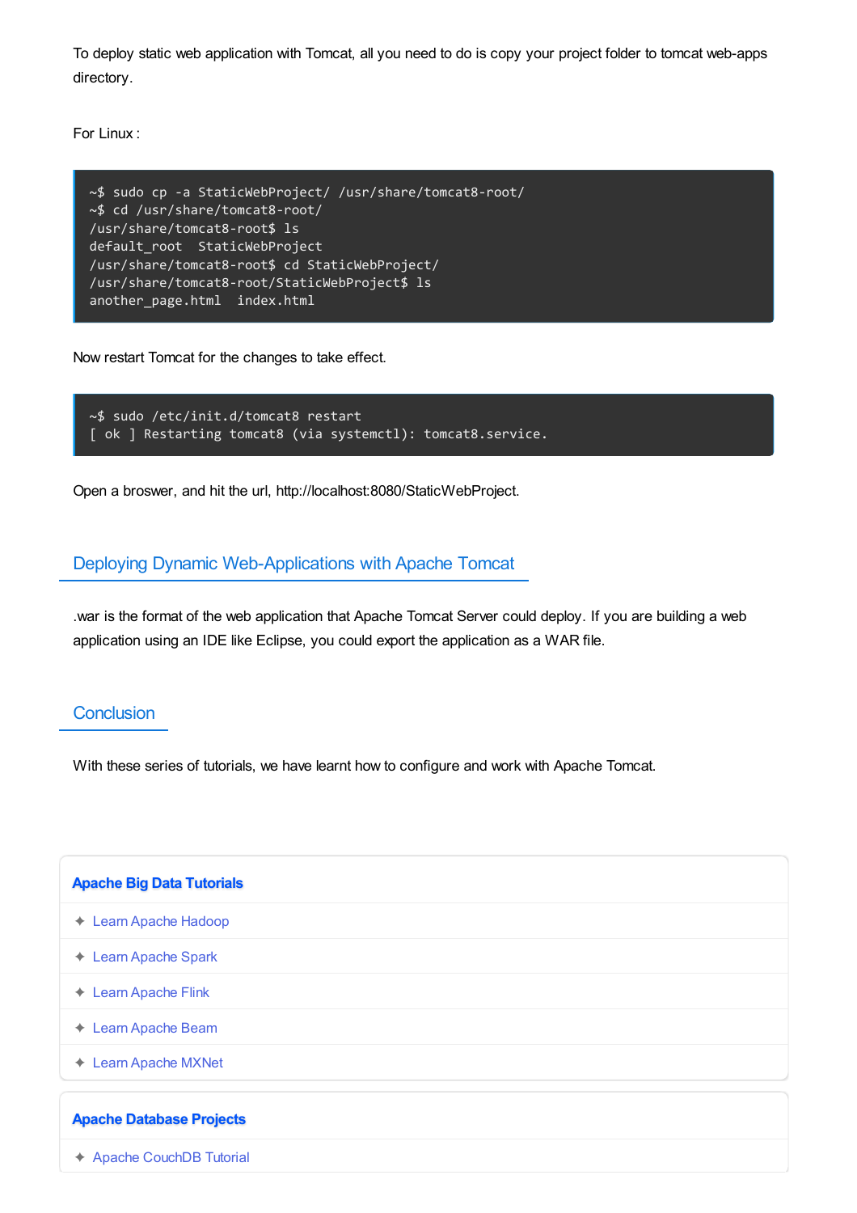To deploy static web application with Tomcat, all you need to do is copy your project folder to tomcat web-apps directory.

For Linux :

```
~$ sudo cp -a StaticWebProject/ /usr/share/tomcat8-root/
~$ cd /usr/share/tomcat8-root/
/usr/share/tomcat8-root$ ls
default_root  StaticWebProject
/usr/share/tomcat8-root$ cd StaticWebProject/
/usr/share/tomcat8-root/StaticWebProject$ ls
another_page.html  index.html
```

Now restart Tomcat for the changes to take effect.

```
~$ sudo /etc/init.d/tomcat8 restart
[ ok ] Restarting tomcat8 (via systemctl): tomcat8.service.
```

Open a broswer, and hit the url, http://localhost:8080/StaticWebProject.

## Deploying Dynamic Web-Applications with Apache Tomcat

.war is the format of the web application that Apache Tomcat Server could deploy. If you are building a web application using an IDE like Eclipse, you could export the application as a WAR file.

## Conclusion

With these series of tutorials, we have learnt how to configure and work with Apache Tomcat.

**Apache Big Data Tutorials**

- ✦ Learn Apache Hadoop
- ✦ Learn Apache Spark
- ✦ Learn Apache Flink
- ✦ Learn Apache Beam
- ✦ Learn Apache MXNet

**Apache Database Projects**

- ✦ Apache CouchDB Tutorial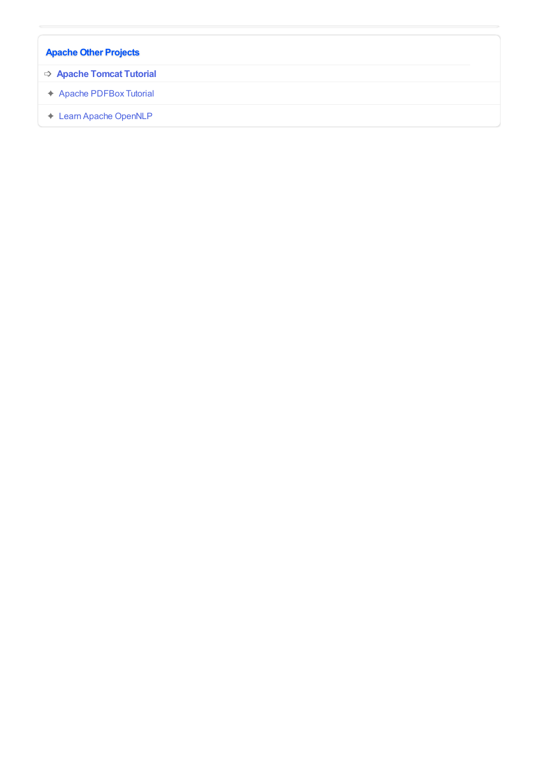## Apache Other Projects

⇨ **Apache Tomcat Tutorial**

✦ Apache PDFBox Tutorial

✦ Learn Apache OpenNLP